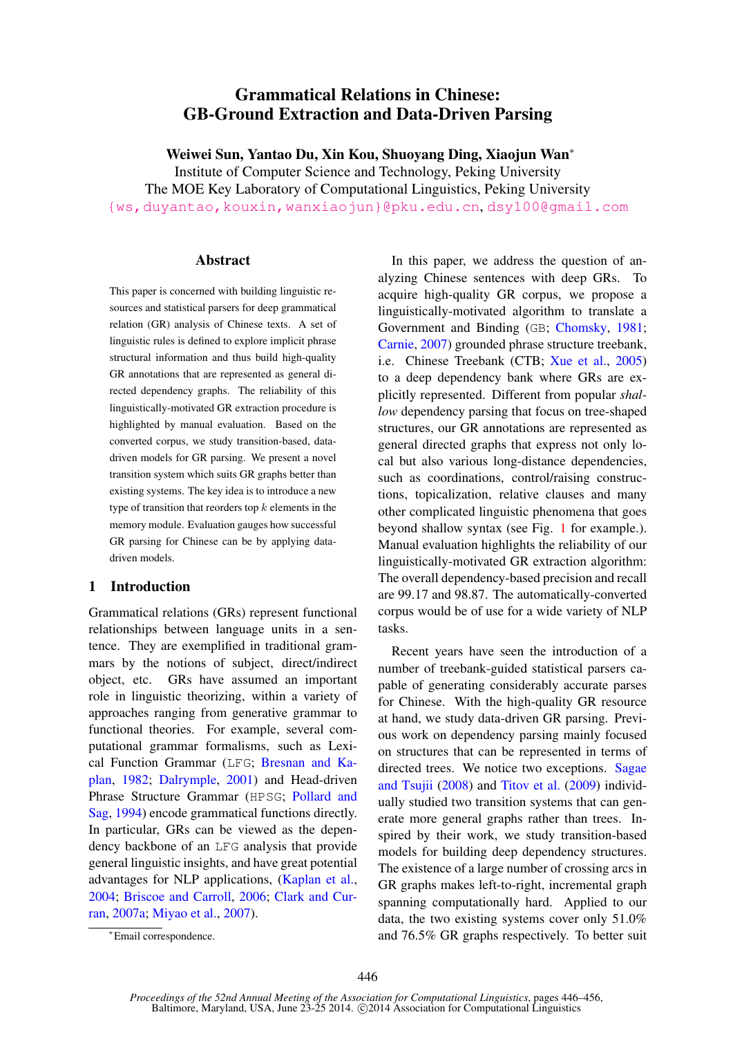# Grammatical Relations in Chinese: GB-Ground Extraction and Data-Driven Parsing

**Weiwei Sun, Yantao Du, Xin Kou, Shuoyang Ding, Xiaojun Wan***
Institute of Computer Science and Technology, Peking University
The MOE Key Laboratory of Computational Linguistics, Peking University
{ws,duyantao,kouxin,wanxiaojun}@pku.edu.cn, dsy100@gmail.com

## Abstract

This paper is concerned with building linguistic resources and statistical parsers for deep grammatical relation (GR) analysis of Chinese texts. A set of linguistic rules is defined to explore implicit phrase structural information and thus build high-quality GR annotations that are represented as general directed dependency graphs. The reliability of this linguistically-motivated GR extraction procedure is highlighted by manual evaluation. Based on the converted corpus, we study transition-based, data-driven models for GR parsing. We present a novel transition system which suits GR graphs better than existing systems. The key idea is to introduce a new type of transition that reorders top $k$ elements in the memory module. Evaluation gauges how successful GR parsing for Chinese can be by applying data-driven models.

## 1 Introduction

Grammatical relations (GRs) represent functional relationships between language units in a sentence. They are exemplified in traditional grammars by the notions of subject, direct/indirect object, etc. GRs have assumed an important role in linguistic theorizing, within a variety of approaches ranging from generative grammar to functional theories. For example, several computational grammar formalisms, such as Lexical Function Grammar (LFG; Bresnan and Kaplan, 1982; Dalrymple, 2001) and Head-driven Phrase Structure Grammar (HPSG; Pollard and Sag, 1994) encode grammatical functions directly. In particular, GRs can be viewed as the dependency backbone of an LFG analysis that provide general linguistic insights, and have great potential advantages for NLP applications, (Kaplan et al., 2004; Briscoe and Carroll, 2006; Clark and Curran, 2007a; Miyao et al., 2007).

In this paper, we address the question of analyzing Chinese sentences with deep GRs. To acquire high-quality GR corpus, we propose a linguistically-motivated algorithm to translate a Government and Binding (GB; Chomsky, 1981; Carnie, 2007) grounded phrase structure treebank, i.e. Chinese Treebank (CTB; Xue et al., 2005) to a deep dependency bank where GRs are explicitly represented. Different from popular *shallow* dependency parsing that focus on tree-shaped structures, our GR annotations are represented as general directed graphs that express not only local but also various long-distance dependencies, such as coordinations, control/raising constructions, topicalization, relative clauses and many other complicated linguistic phenomena that goes beyond shallow syntax (see Fig. 1 for example.). Manual evaluation highlights the reliability of our linguistically-motivated GR extraction algorithm: The overall dependency-based precision and recall are 99.17 and 98.87. The automatically-converted corpus would be of use for a wide variety of NLP tasks.

Recent years have seen the introduction of a number of treebank-guided statistical parsers capable of generating considerably accurate parses for Chinese. With the high-quality GR resource at hand, we study data-driven GR parsing. Previous work on dependency parsing mainly focused on structures that can be represented in terms of directed trees. We notice two exceptions. Sagae and Tsujii (2008) and Titov et al. (2009) individually studied two transition systems that can generate more general graphs rather than trees. Inspired by their work, we study transition-based models for building deep dependency structures. The existence of a large number of crossing arcs in GR graphs makes left-to-right, incremental graph spanning computationally hard. Applied to our data, the two existing systems cover only 51.0% and 76.5% GR graphs respectively. To better suit

*Email correspondence.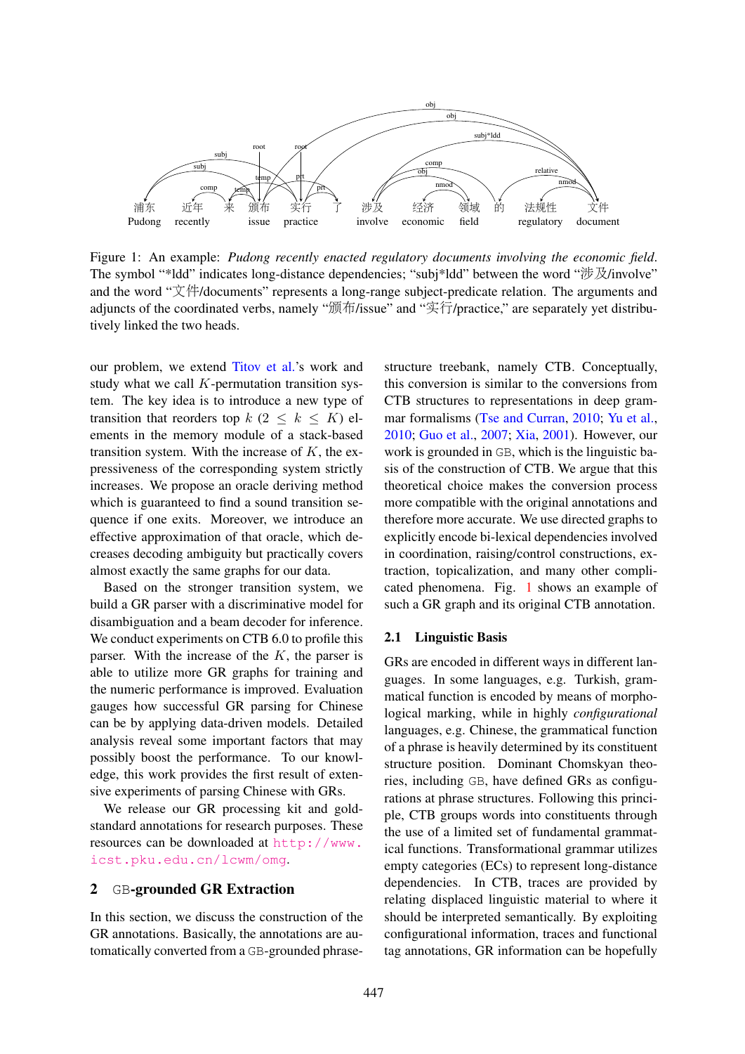Figure 1: An example: *Pudong recently enacted regulatory documents involving the economic field*. The symbol "*ldd" indicates long-distance dependencies; "subj*ldd" between the word "涉及/involve" and the word "文件/documents" represents a long-range subject-predicate relation. The arguments and adjuncts of the coordinated verbs, namely "颁布/issue" and "实行/practice," are separately yet distributively linked the two heads.

our problem, we extend Titov et al.'s work and study what we call $K$-permutation transition system. The key idea is to introduce a new type of transition that reorders top $k$ ($2 \leq k \leq K$) elements in the memory module of a stack-based transition system. With the increase of $K$, the expressiveness of the corresponding system strictly increases. We propose an oracle deriving method which is guaranteed to find a sound transition sequence if one exits. Moreover, we introduce an effective approximation of that oracle, which decreases decoding ambiguity but practically covers almost exactly the same graphs for our data.

Based on the stronger transition system, we build a GR parser with a discriminative model for disambiguation and a beam decoder for inference. We conduct experiments on CTB 6.0 to profile this parser. With the increase of the $K$, the parser is able to utilize more GR graphs for training and the numeric performance is improved. Evaluation gauges how successful GR parsing for Chinese can be by applying data-driven models. Detailed analysis reveal some important factors that may possibly boost the performance. To our knowledge, this work provides the first result of extensive experiments of parsing Chinese with GRs.

We release our GR processing kit and gold-standard annotations for research purposes. These resources can be downloaded at http://www.icst.pku.edu.cn/lcwm/omg.

## 2 GB-grounded GR Extraction

In this section, we discuss the construction of the GR annotations. Basically, the annotations are automatically converted from a GB-grounded phrase-structure treebank, namely CTB. Conceptually, this conversion is similar to the conversions from CTB structures to representations in deep grammar formalisms (Tse and Curran, 2010; Yu et al., 2010; Guo et al., 2007; Xia, 2001). However, our work is grounded in GB, which is the linguistic basis of the construction of CTB. We argue that this theoretical choice makes the conversion process more compatible with the original annotations and therefore more accurate. We use directed graphs to explicitly encode bi-lexical dependencies involved in coordination, raising/control constructions, extraction, topicalization, and many other complicated phenomena. Fig. 1 shows an example of such a GR graph and its original CTB annotation.

### 2.1 Linguistic Basis

GRs are encoded in different ways in different languages. In some languages, e.g. Turkish, grammatical function is encoded by means of morphological marking, while in highly *configurational* languages, e.g. Chinese, the grammatical function of a phrase is heavily determined by its constituent structure position. Dominant Chomskyan theories, including GB, have defined GRs as configurations at phrase structures. Following this principle, CTB groups words into constituents through the use of a limited set of fundamental grammatical functions. Transformational grammar utilizes empty categories (ECs) to represent long-distance dependencies. In CTB, traces are provided by relating displaced linguistic material to where it should be interpreted semantically. By exploiting configurational information, traces and functional tag annotations, GR information can be hopefully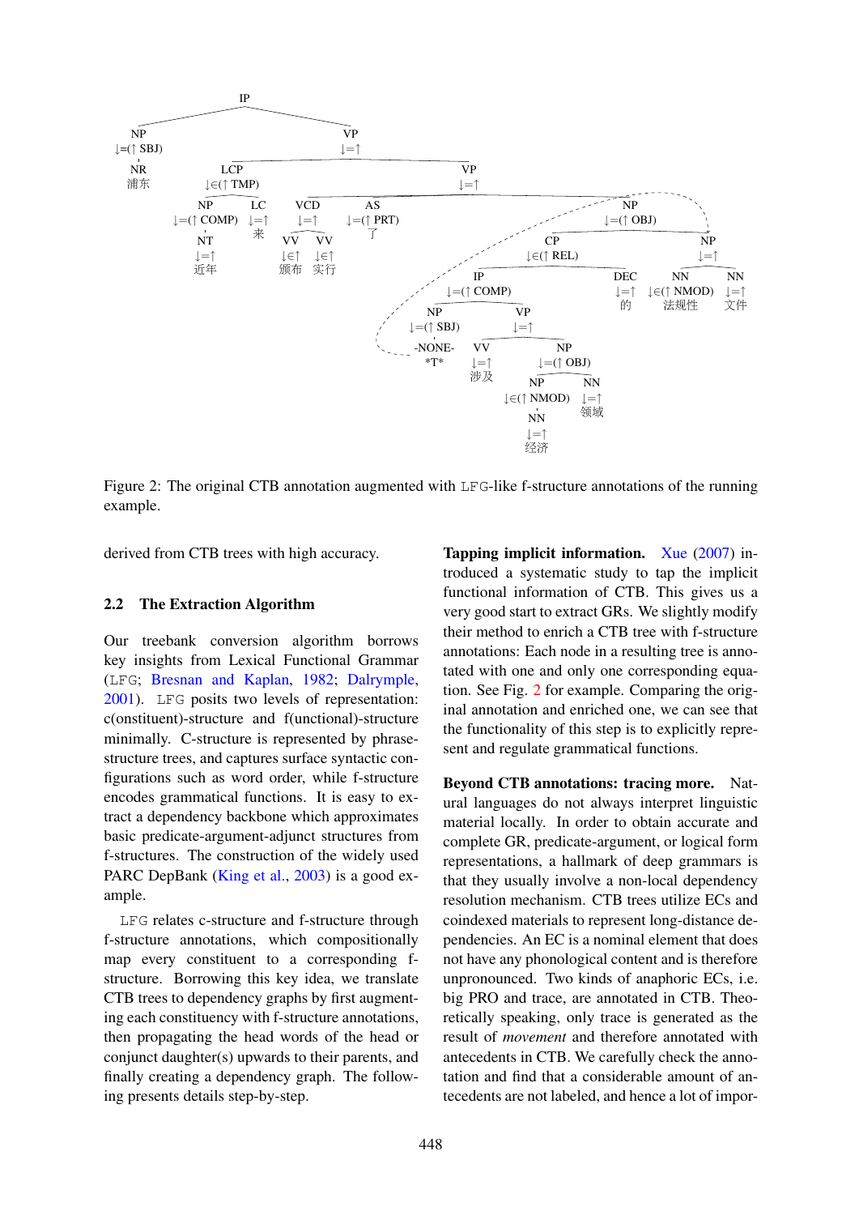Figure 2: The original CTB annotation augmented with LFG-like f-structure annotations of the running example.

derived from CTB trees with high accuracy.

## 2.2 The Extraction Algorithm

Our treebank conversion algorithm borrows key insights from Lexical Functional Grammar (LFG; Bresnan and Kaplan, 1982; Dalrymple, 2001). LFG posits two levels of representation: c(onstituent)-structure and f(unctional)-structure minimally. C-structure is represented by phrase-structure trees, and captures surface syntactic configurations such as word order, while f-structure encodes grammatical functions. It is easy to extract a dependency backbone which approximates basic predicate-argument-adjunct structures from f-structures. The construction of the widely used PARC DepBank (King et al., 2003) is a good example.

LFG relates c-structure and f-structure through f-structure annotations, which compositionally map every constituent to a corresponding f-structure. Borrowing this key idea, we translate CTB trees to dependency graphs by first augmenting each constituency with f-structure annotations, then propagating the head words of the head or conjunct daughter(s) upwards to their parents, and finally creating a dependency graph. The following presents details step-by-step.

**Tapping implicit information.** Xue (2007) introduced a systematic study to tap the implicit functional information of CTB. This gives us a very good start to extract GRs. We slightly modify their method to enrich a CTB tree with f-structure annotations: Each node in a resulting tree is annotated with one and only one corresponding equation. See Fig. 2 for example. Comparing the original annotation and enriched one, we can see that the functionality of this step is to explicitly represent and regulate grammatical functions.

**Beyond CTB annotations: tracing more.** Natural languages do not always interpret linguistic material locally. In order to obtain accurate and complete GR, predicate-argument, or logical form representations, a hallmark of deep grammars is that they usually involve a non-local dependency resolution mechanism. CTB trees utilize ECs and coindexed materials to represent long-distance dependencies. An EC is a nominal element that does not have any phonological content and is therefore unpronounced. Two kinds of anaphoric ECs, i.e. big PRO and trace, are annotated in CTB. Theoretically speaking, only trace is generated as the result of *movement* and therefore annotated with antecedents in CTB. We carefully check the annotation and find that a considerable amount of antecedents are not labeled, and hence a lot of impor-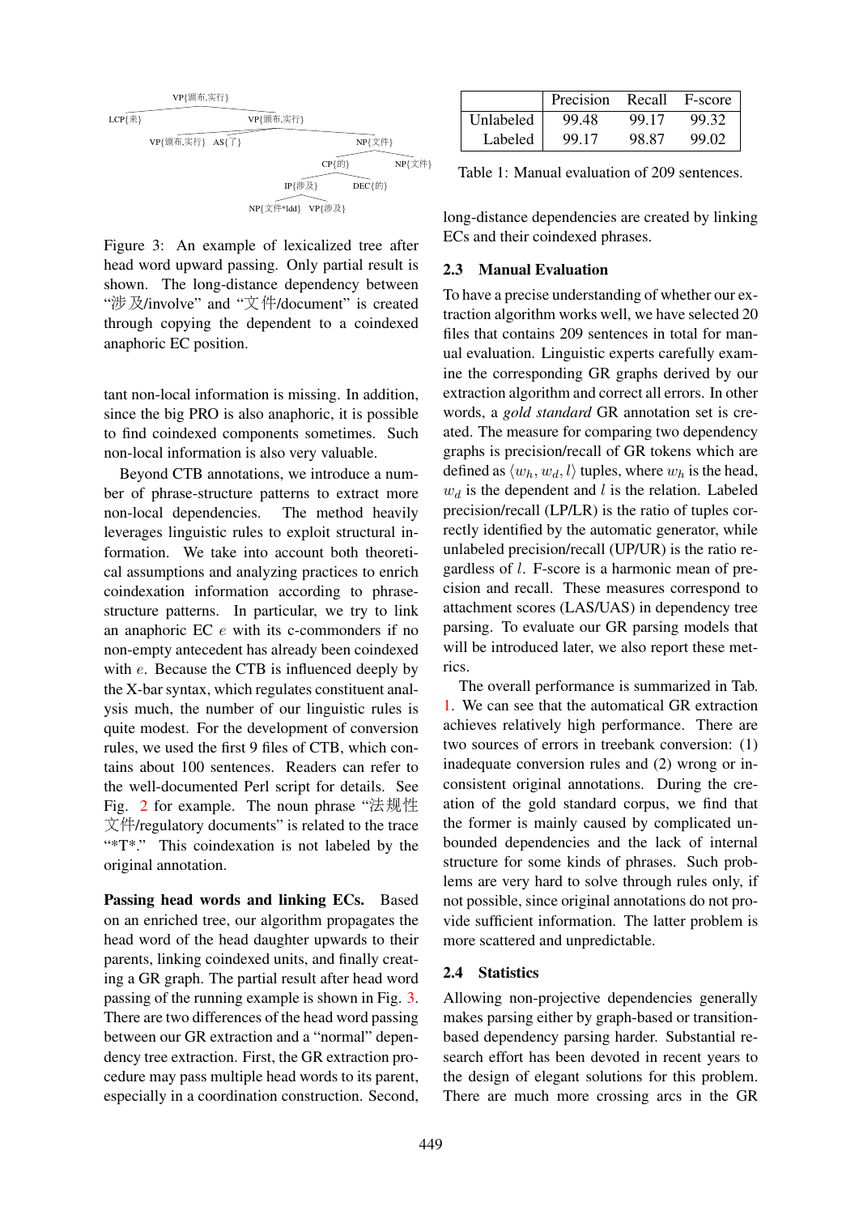VP{颁布,实行}

LCP{来} VP{颁布,实行}

VP{颁布,实行} AS{了} NP{文件}

CP{的} NP{文件}

IP{涉及} DEC{的}

NP{文件*ldd} VP{涉及}

Figure 3: An example of lexicalized tree after head word upward passing. Only partial result is shown. The long-distance dependency between "涉及/involve" and "文件/document" is created through copying the dependent to a coindexed anaphoric EC position.

tant non-local information is missing. In addition, since the big PRO is also anaphoric, it is possible to find coindexed components sometimes. Such non-local information is also very valuable.

Beyond CTB annotations, we introduce a number of phrase-structure patterns to extract more non-local dependencies. The method heavily leverages linguistic rules to exploit structural information. We take into account both theoretical assumptions and analyzing practices to enrich coindexation information according to phrase-structure patterns. In particular, we try to link an anaphoric EC $e$ with its c-commonders if no non-empty antecedent has already been coindexed with $e$. Because the CTB is influenced deeply by the X-bar syntax, which regulates constituent analysis much, the number of our linguistic rules is quite modest. For the development of conversion rules, we used the first 9 files of CTB, which contains about 100 sentences. Readers can refer to the well-documented Perl script for details. See Fig. 2 for example. The noun phrase "法规性文件/regulatory documents" is related to the trace "*T*." This coindexation is not labeled by the original annotation.

**Passing head words and linking ECs.** Based on an enriched tree, our algorithm propagates the head word of the head daughter upwards to their parents, linking coindexed units, and finally creating a GR graph. The partial result after head word passing of the running example is shown in Fig. 3. There are two differences of the head word passing between our GR extraction and a "normal" dependency tree extraction. First, the GR extraction procedure may pass multiple head words to its parent, especially in a coordination construction. Second, long-distance dependencies are created by linking ECs and their coindexed phrases.

| | Precision | Recall | F-score |
|---|---|---|---|
| Unlabeled | 99.48 | 99.17 | 99.32 |
| Labeled | 99.17 | 98.87 | 99.02 |

Table 1: Manual evaluation of 209 sentences.

## 2.3 Manual Evaluation

To have a precise understanding of whether our extraction algorithm works well, we have selected 20 files that contains 209 sentences in total for manual evaluation. Linguistic experts carefully examine the corresponding GR graphs derived by our extraction algorithm and correct all errors. In other words, a *gold standard* GR annotation set is created. The measure for comparing two dependency graphs is precision/recall of GR tokens which are defined as $\langle w_h, w_d, l\rangle$ tuples, where $w_h$ is the head, $w_d$ is the dependent and $l$ is the relation. Labeled precision/recall (LP/LR) is the ratio of tuples correctly identified by the automatic generator, while unlabeled precision/recall (UP/UR) is the ratio regardless of $l$. F-score is a harmonic mean of precision and recall. These measures correspond to attachment scores (LAS/UAS) in dependency tree parsing. To evaluate our GR parsing models that will be introduced later, we also report these metrics.

The overall performance is summarized in Tab. 1. We can see that the automatical GR extraction achieves relatively high performance. There are two sources of errors in treebank conversion: (1) inadequate conversion rules and (2) wrong or inconsistent original annotations. During the creation of the gold standard corpus, we find that the former is mainly caused by complicated unbounded dependencies and the lack of internal structure for some kinds of phrases. Such problems are very hard to solve through rules only, if not possible, since original annotations do not provide sufficient information. The latter problem is more scattered and unpredictable.

## 2.4 Statistics

Allowing non-projective dependencies generally makes parsing either by graph-based or transition-based dependency parsing harder. Substantial research effort has been devoted in recent years to the design of elegant solutions for this problem. There are much more crossing arcs in the GR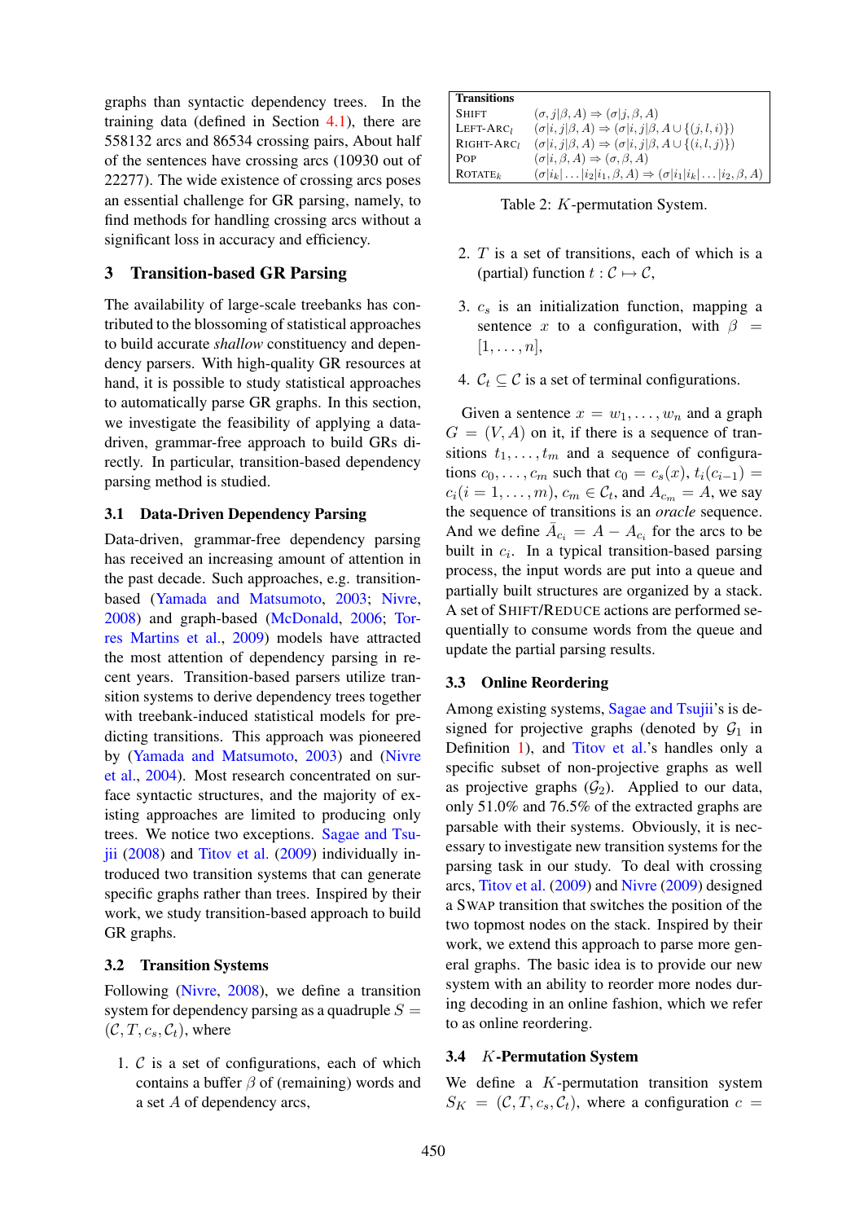graphs than syntactic dependency trees. In the training data (defined in Section 4.1), there are 558132 arcs and 86534 crossing pairs, About half of the sentences have crossing arcs (10930 out of 22277). The wide existence of crossing arcs poses an essential challenge for GR parsing, namely, to find methods for handling crossing arcs without a significant loss in accuracy and efficiency.

## 3 Transition-based GR Parsing

The availability of large-scale treebanks has contributed to the blossoming of statistical approaches to build accurate *shallow* constituency and dependency parsers. With high-quality GR resources at hand, it is possible to study statistical approaches to automatically parse GR graphs. In this section, we investigate the feasibility of applying a data-driven, grammar-free approach to build GRs directly. In particular, transition-based dependency parsing method is studied.

### 3.1 Data-Driven Dependency Parsing

Data-driven, grammar-free dependency parsing has received an increasing amount of attention in the past decade. Such approaches, e.g. transition-based (Yamada and Matsumoto, 2003; Nivre, 2008) and graph-based (McDonald, 2006; Torres Martins et al., 2009) models have attracted the most attention of dependency parsing in recent years. Transition-based parsers utilize transition systems to derive dependency trees together with treebank-induced statistical models for predicting transitions. This approach was pioneered by (Yamada and Matsumoto, 2003) and (Nivre et al., 2004). Most research concentrated on surface syntactic structures, and the majority of existing approaches are limited to producing only trees. We notice two exceptions. Sagae and Tsujii (2008) and Titov et al. (2009) individually introduced two transition systems that can generate specific graphs rather than trees. Inspired by their work, we study transition-based approach to build GR graphs.

### 3.2 Transition Systems

Following (Nivre, 2008), we define a transition system for dependency parsing as a quadruple $S = (\mathcal{C}, T, c_s, \mathcal{C}_t)$, where

1. $\mathcal{C}$ is a set of configurations, each of which contains a buffer $\beta$ of (remaining) words and a set $A$ of dependency arcs,
2. $T$ is a set of transitions, each of which is a (partial) function $t : \mathcal{C} \mapsto \mathcal{C}$,
3. $c_s$ is an initialization function, mapping a sentence $x$ to a configuration, with $\beta = [1, \ldots, n]$,
4. $\mathcal{C}_t \subseteq \mathcal{C}$ is a set of terminal configurations.

| Transitions | |
|---|---|
| SHIFT | $(\sigma, j\|\beta, A) \Rightarrow (\sigma\|j, \beta, A)$ |
| LEFT-ARC$_l$ | $(\sigma\|i, j\|\beta, A) \Rightarrow (\sigma\|i, j\|\beta, A \cup \{(j, l, i)\})$ |
| RIGHT-ARC$_l$ | $(\sigma\|i, j\|\beta, A) \Rightarrow (\sigma\|i, j\|\beta, A \cup \{(i, l, j)\})$ |
| POP | $(\sigma\|i, \beta, A) \Rightarrow (\sigma, \beta, A)$ |
| ROTATE$_k$ | $(\sigma\|i_k\| \ldots \|i_2\|i_1, \beta, A) \Rightarrow (\sigma\|i_1\|i_k\| \ldots \|i_2, \beta, A)$ |

Table 2: $K$-permutation System.

Given a sentence $x = w_1, \ldots, w_n$ and a graph $G = (V, A)$ on it, if there is a sequence of transitions $t_1, \ldots, t_m$ and a sequence of configurations $c_0, \ldots, c_m$ such that $c_0 = c_s(x)$, $t_i(c_{i-1}) = c_i (i = 1, \ldots, m)$, $c_m \in \mathcal{C}_t$, and $A_{c_m} = A$, we say the sequence of transitions is an *oracle* sequence. And we define $\bar{A}_{c_i} = A - A_{c_i}$ for the arcs to be built in $c_i$. In a typical transition-based parsing process, the input words are put into a queue and partially built structures are organized by a stack. A set of SHIFT/REDUCE actions are performed sequentially to consume words from the queue and update the partial parsing results.

### 3.3 Online Reordering

Among existing systems, Sagae and Tsujii's is designed for projective graphs (denoted by $\mathcal{G}_1$ in Definition 1), and Titov et al.'s handles only a specific subset of non-projective graphs as well as projective graphs ($\mathcal{G}_2$). Applied to our data, only 51.0% and 76.5% of the extracted graphs are parsable with their systems. Obviously, it is necessary to investigate new transition systems for the parsing task in our study. To deal with crossing arcs, Titov et al. (2009) and Nivre (2009) designed a SWAP transition that switches the position of the two topmost nodes on the stack. Inspired by their work, we extend this approach to parse more general graphs. The basic idea is to provide our new system with an ability to reorder more nodes during decoding in an online fashion, which we refer to as online reordering.

### 3.4 $K$-Permutation System

We define a $K$-permutation transition system $S_K = (\mathcal{C}, T, c_s, \mathcal{C}_t)$, where a configuration $c =$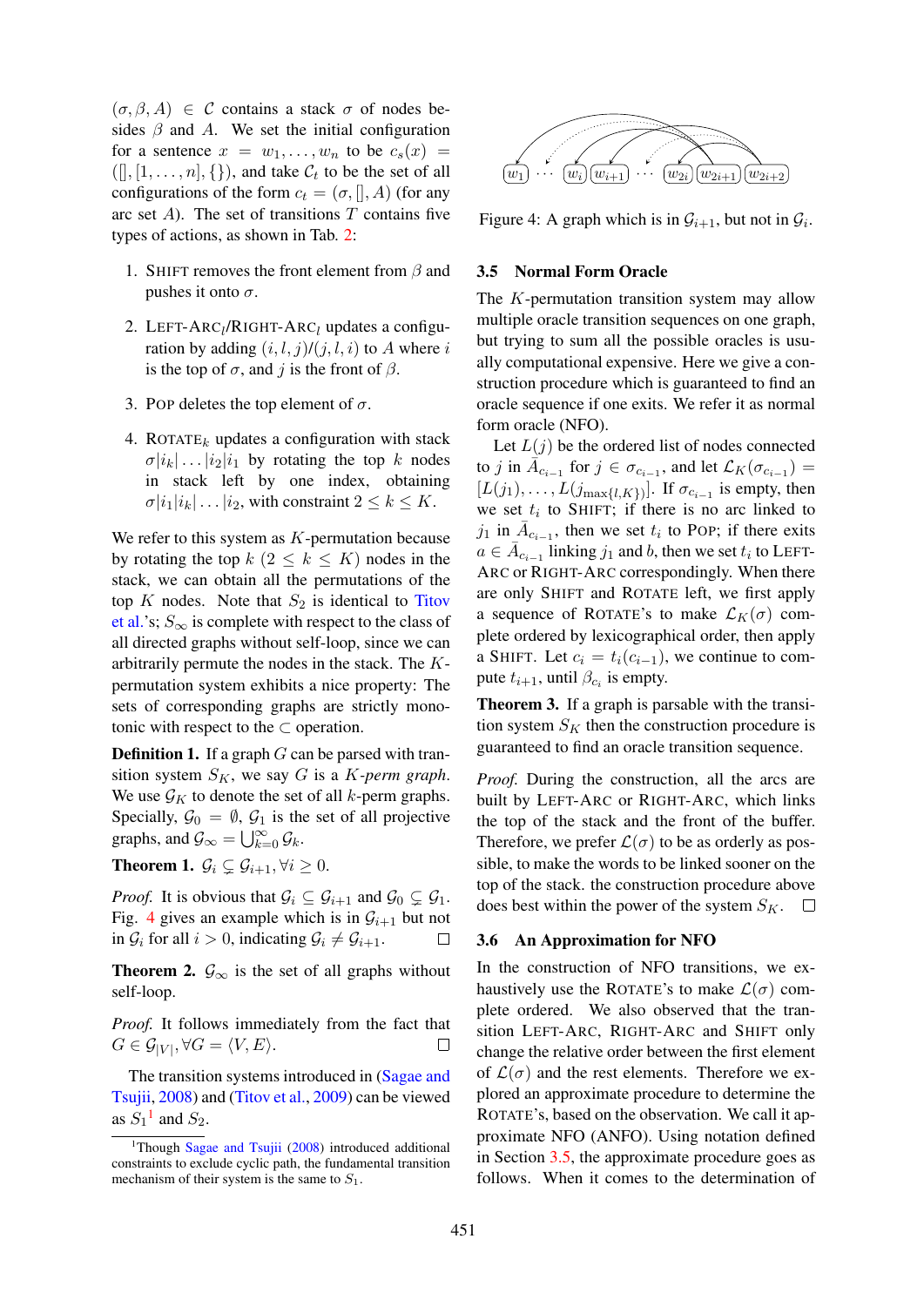$(\sigma, \beta, A) \in \mathcal{C}$ contains a stack $\sigma$ of nodes besides $\beta$ and $A$. We set the initial configuration for a sentence $x = w_1, \ldots, w_n$ to be $c_s(x) = ([], [1, \ldots, n], \{\})$, and take $\mathcal{C}_t$ to be the set of all configurations of the form $c_t = (\sigma, [], A)$ (for any arc set $A$). The set of transitions $T$ contains five types of actions, as shown in Tab. 2:

1. SHIFT removes the front element from $\beta$ and pushes it onto $\sigma$.
2. LEFT-ARC$_l$/RIGHT-ARC$_l$ updates a configuration by adding $(i, l, j)/(j, l, i)$ to $A$ where $i$ is the top of $\sigma$, and $j$ is the front of $\beta$.
3. POP deletes the top element of $\sigma$.
4. ROTATE$_k$ updates a configuration with stack $\sigma|i_k| \ldots |i_2|i_1$ by rotating the top $k$ nodes in stack left by one index, obtaining $\sigma|i_1|i_k| \ldots |i_2$, with constraint $2 \leq k \leq K$.

We refer to this system as $K$-permutation because by rotating the top $k$ ($2 \leq k \leq K$) nodes in the stack, we can obtain all the permutations of the top $K$ nodes. Note that $S_2$ is identical to Titov et al.'s; $S_\infty$ is complete with respect to the class of all directed graphs without self-loop, since we can arbitrarily permute the nodes in the stack. The $K$-permutation system exhibits a nice property: The sets of corresponding graphs are strictly monotonic with respect to the $\subset$ operation.

**Definition 1.** If a graph $G$ can be parsed with transition system $S_K$, we say $G$ is a *$K$-perm graph*. We use $\mathcal{G}_K$ to denote the set of all $k$-perm graphs. Specially, $\mathcal{G}_0 = \emptyset$, $\mathcal{G}_1$ is the set of all projective graphs, and $\mathcal{G}_\infty = \bigcup_{k=0}^{\infty} \mathcal{G}_k$.

**Theorem 1.** $\mathcal{G}_i \subsetneq \mathcal{G}_{i+1}, \forall i \geq 0$.

*Proof.* It is obvious that $\mathcal{G}_i \subseteq \mathcal{G}_{i+1}$ and $\mathcal{G}_0 \subsetneq \mathcal{G}_1$. Fig. 4 gives an example which is in $\mathcal{G}_{i+1}$ but not in $\mathcal{G}_i$ for all $i > 0$, indicating $\mathcal{G}_i \neq \mathcal{G}_{i+1}$. □

**Theorem 2.** $\mathcal{G}_\infty$ is the set of all graphs without self-loop.

*Proof.* It follows immediately from the fact that $G \in \mathcal{G}_{|V|}, \forall G = \langle V, E \rangle$. □

The transition systems introduced in (Sagae and Tsujii, 2008) and (Titov et al., 2009) can be viewed as $S_1$[1] and $S_2$.

[1]Though Sagae and Tsujii (2008) introduced additional constraints to exclude cyclic path, the fundamental transition mechanism of their system is the same to $S_1$.

$w_1$ ··· $w_i$ $w_{i+1}$ ··· $w_{2i}$ $w_{2i+1}$ $w_{2i+2}$

Figure 4: A graph which is in $\mathcal{G}_{i+1}$, but not in $\mathcal{G}_i$.

### 3.5 Normal Form Oracle

The $K$-permutation transition system may allow multiple oracle transition sequences on one graph, but trying to sum all the possible oracles is usually computational expensive. Here we give a construction procedure which is guaranteed to find an oracle sequence if one exits. We refer it as normal form oracle (NFO).

Let $L(j)$ be the ordered list of nodes connected to $j$ in $\bar{A}_{c_{i-1}}$ for $j \in \sigma_{c_{i-1}}$, and let $\mathcal{L}_K(\sigma_{c_{i-1}}) = [L(j_1), \ldots, L(j_{\max\{l,K\}})]$. If $\sigma_{c_{i-1}}$ is empty, then we set $t_i$ to SHIFT; if there is no arc linked to $j_1$ in $\bar{A}_{c_{i-1}}$, then we set $t_i$ to POP; if there exits $a \in \bar{A}_{c_{i-1}}$ linking $j_1$ and $b$, then we set $t_i$ to LEFT-ARC or RIGHT-ARC correspondingly. When there are only SHIFT and ROTATE left, we first apply a sequence of ROTATE's to make $\mathcal{L}_K(\sigma)$ complete ordered by lexicographical order, then apply a SHIFT. Let $c_i = t_i(c_{i-1})$, we continue to compute $t_{i+1}$, until $\beta_{c_i}$ is empty.

**Theorem 3.** If a graph is parsable with the transition system $S_K$ then the construction procedure is guaranteed to find an oracle transition sequence.

*Proof.* During the construction, all the arcs are built by LEFT-ARC or RIGHT-ARC, which links the top of the stack and the front of the buffer. Therefore, we prefer $\mathcal{L}(\sigma)$ to be as orderly as possible, to make the words to be linked sooner on the top of the stack. the construction procedure above does best within the power of the system $S_K$. □

### 3.6 An Approximation for NFO

In the construction of NFO transitions, we exhaustively use the ROTATE's to make $\mathcal{L}(\sigma)$ complete ordered. We also observed that the transition LEFT-ARC, RIGHT-ARC and SHIFT only change the relative order between the first element of $\mathcal{L}(\sigma)$ and the rest elements. Therefore we explored an approximate procedure to determine the ROTATE's, based on the observation. We call it approximate NFO (ANFO). Using notation defined in Section 3.5, the approximate procedure goes as follows. When it comes to the determination of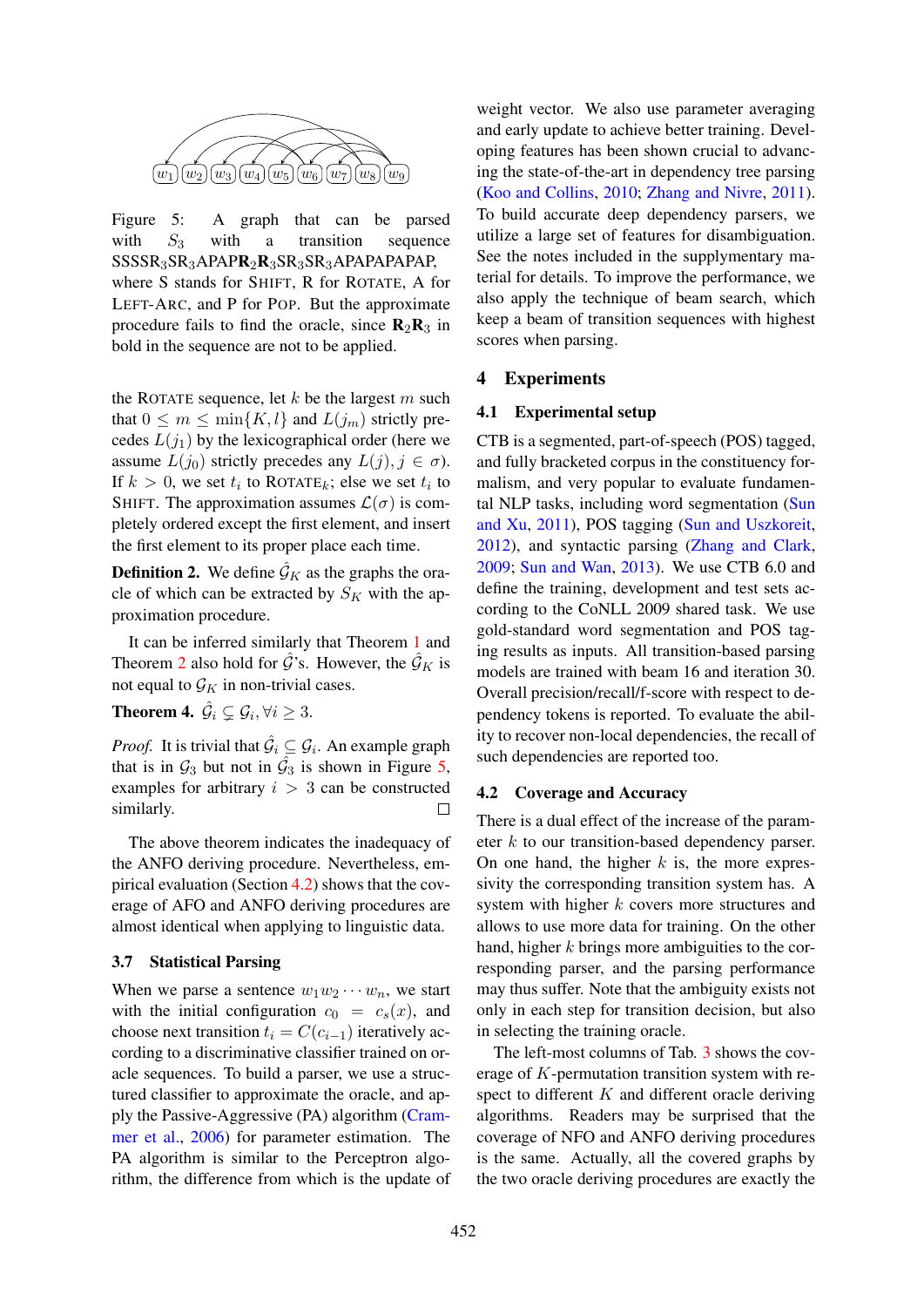Figure 5: A graph that can be parsed with $S_3$ with a transition sequence SSSSR$_3$SR$_3$APAP**R**$_2$**R**$_3$SR$_3$SR$_3$APAPAPAPAP, where S stands for SHIFT, R for ROTATE, A for LEFT-ARC, and P for POP. But the approximate procedure fails to find the oracle, since $\mathbf{R}_2\mathbf{R}_3$ in bold in the sequence are not to be applied.

the ROTATE sequence, let $k$ be the largest $m$ such that $0 \leq m \leq \min\{K, l\}$ and $L(j_m)$ strictly precedes $L(j_1)$ by the lexicographical order (here we assume $L(j_0)$ strictly precedes any $L(j), j \in \sigma$). If $k > 0$, we set $t_i$ to ROTATE$_k$; else we set $t_i$ to SHIFT. The approximation assumes $\mathcal{L}(\sigma)$ is completely ordered except the first element, and insert the first element to its proper place each time.

**Definition 2.** We define $\hat{\mathcal{G}}_K$ as the graphs the oracle of which can be extracted by $S_K$ with the approximation procedure.

It can be inferred similarly that Theorem 1 and Theorem 2 also hold for $\hat{\mathcal{G}}$'s. However, the $\hat{\mathcal{G}}_K$ is not equal to $\mathcal{G}_K$ in non-trivial cases.

**Theorem 4.** $\hat{\mathcal{G}}_i \subsetneq \mathcal{G}_i, \forall i \geq 3$.

*Proof.* It is trivial that $\hat{\mathcal{G}}_i \subseteq \mathcal{G}_i$. An example graph that is in $\mathcal{G}_3$ but not in $\hat{\mathcal{G}}_3$ is shown in Figure 5, examples for arbitrary $i > 3$ can be constructed similarly. □

The above theorem indicates the inadequacy of the ANFO deriving procedure. Nevertheless, empirical evaluation (Section 4.2) shows that the coverage of AFO and ANFO deriving procedures are almost identical when applying to linguistic data.

### 3.7 Statistical Parsing

When we parse a sentence $w_1 w_2 \cdots w_n$, we start with the initial configuration $c_0 = c_s(x)$, and choose next transition $t_i = C(c_{i-1})$ iteratively according to a discriminative classifier trained on oracle sequences. To build a parser, we use a structured classifier to approximate the oracle, and apply the Passive-Aggressive (PA) algorithm (Crammer et al., 2006) for parameter estimation. The PA algorithm is similar to the Perceptron algorithm, the difference from which is the update of weight vector. We also use parameter averaging and early update to achieve better training. Developing features has been shown crucial to advancing the state-of-the-art in dependency tree parsing (Koo and Collins, 2010; Zhang and Nivre, 2011). To build accurate deep dependency parsers, we utilize a large set of features for disambiguation. See the notes included in the supplymentary material for details. To improve the performance, we also apply the technique of beam search, which keep a beam of transition sequences with highest scores when parsing.

## 4 Experiments

### 4.1 Experimental setup

CTB is a segmented, part-of-speech (POS) tagged, and fully bracketed corpus in the constituency formalism, and very popular to evaluate fundamental NLP tasks, including word segmentation (Sun and Xu, 2011), POS tagging (Sun and Uszkoreit, 2012), and syntactic parsing (Zhang and Clark, 2009; Sun and Wan, 2013). We use CTB 6.0 and define the training, development and test sets according to the CoNLL 2009 shared task. We use gold-standard word segmentation and POS taging results as inputs. All transition-based parsing models are trained with beam 16 and iteration 30. Overall precision/recall/f-score with respect to dependency tokens is reported. To evaluate the ability to recover non-local dependencies, the recall of such dependencies are reported too.

### 4.2 Coverage and Accuracy

There is a dual effect of the increase of the parameter $k$ to our transition-based dependency parser. On one hand, the higher $k$ is, the more expressivity the corresponding transition system has. A system with higher $k$ covers more structures and allows to use more data for training. On the other hand, higher $k$ brings more ambiguities to the corresponding parser, and the parsing performance may thus suffer. Note that the ambiguity exists not only in each step for transition decision, but also in selecting the training oracle.

The left-most columns of Tab. 3 shows the coverage of $K$-permutation transition system with respect to different $K$ and different oracle deriving algorithms. Readers may be surprised that the coverage of NFO and ANFO deriving procedures is the same. Actually, all the covered graphs by the two oracle deriving procedures are exactly the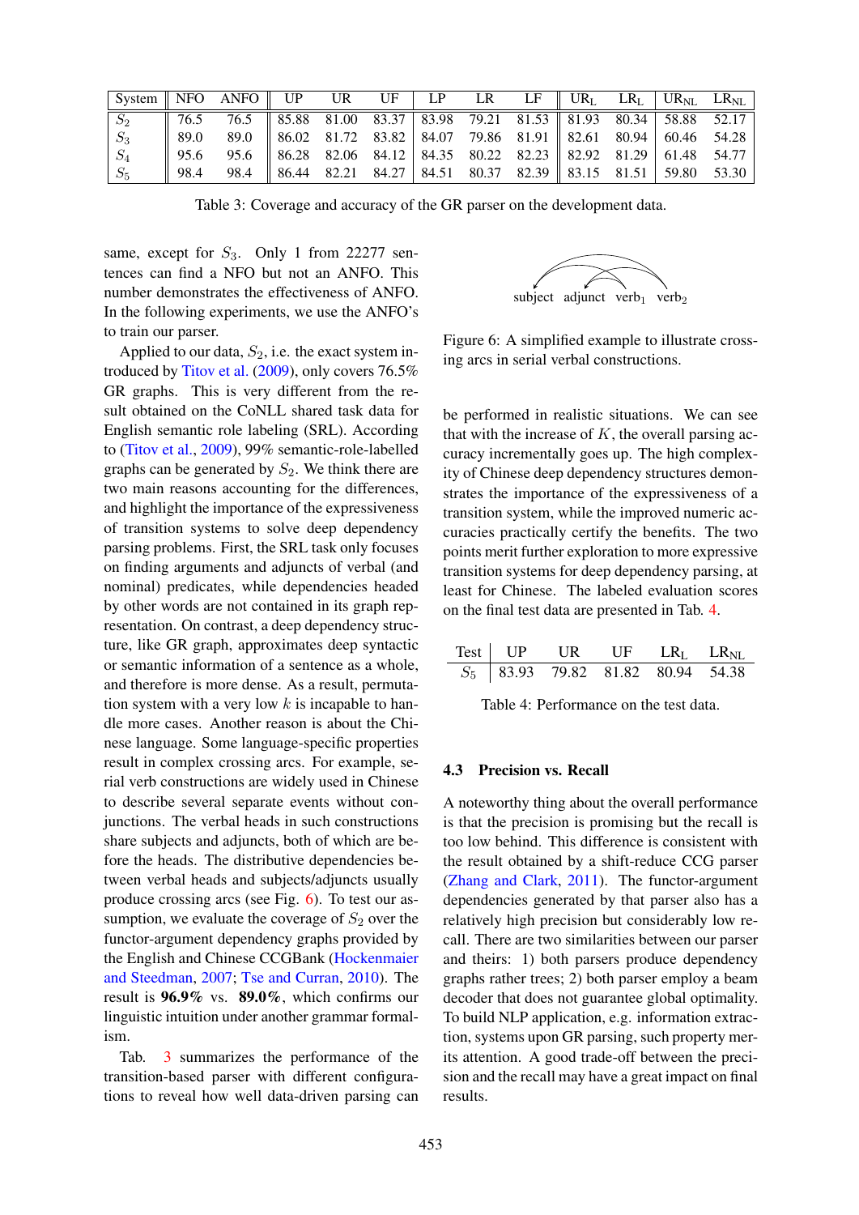| System | NFO | ANFO | UP | UR | UF | LP | LR | LF | $UR_L$ | $LR_L$ | $UR_{NL}$ | $LR_{NL}$ |
|---|---|---|---|---|---|---|---|---|---|---|---|---|
| $S_2$ | 76.5 | 76.5 | 85.88 | 81.00 | 83.37 | 83.98 | 79.21 | 81.53 | 81.93 | 80.34 | 58.88 | 52.17 |
| $S_3$ | 89.0 | 89.0 | 86.02 | 81.72 | 83.82 | 84.07 | 79.86 | 81.91 | 82.61 | 80.94 | 60.46 | 54.28 |
| $S_4$ | 95.6 | 95.6 | 86.28 | 82.06 | 84.12 | 84.35 | 80.22 | 82.23 | 82.92 | 81.29 | 61.48 | 54.77 |
| $S_5$ | 98.4 | 98.4 | 86.44 | 82.21 | 84.27 | 84.51 | 80.37 | 82.39 | 83.15 | 81.51 | 59.80 | 53.30 |

Table 3: Coverage and accuracy of the GR parser on the development data.

same, except for $S_3$. Only 1 from 22277 sentences can find a NFO but not an ANFO. This number demonstrates the effectiveness of ANFO. In the following experiments, we use the ANFO's to train our parser.

Applied to our data, $S_2$, i.e. the exact system introduced by Titov et al. (2009), only covers 76.5% GR graphs. This is very different from the result obtained on the CoNLL shared task data for English semantic role labeling (SRL). According to (Titov et al., 2009), 99% semantic-role-labelled graphs can be generated by $S_2$. We think there are two main reasons accounting for the differences, and highlight the importance of the expressiveness of transition systems to solve deep dependency parsing problems. First, the SRL task only focuses on finding arguments and adjuncts of verbal (and nominal) predicates, while dependencies headed by other words are not contained in its graph representation. On contrast, a deep dependency structure, like GR graph, approximates deep syntactic or semantic information of a sentence as a whole, and therefore is more dense. As a result, permutation system with a very low $k$ is incapable to handle more cases. Another reason is about the Chinese language. Some language-specific properties result in complex crossing arcs. For example, serial verb constructions are widely used in Chinese to describe several separate events without conjunctions. The verbal heads in such constructions share subjects and adjuncts, both of which are before the heads. The distributive dependencies between verbal heads and subjects/adjuncts usually produce crossing arcs (see Fig. 6). To test our assumption, we evaluate the coverage of $S_2$ over the functor-argument dependency graphs provided by the English and Chinese CCGBank (Hockenmaier and Steedman, 2007; Tse and Curran, 2010). The result is **96.9%** vs. **89.0%**, which confirms our linguistic intuition under another grammar formalism.

Tab. 3 summarizes the performance of the transition-based parser with different configurations to reveal how well data-driven parsing can be performed in realistic situations. We can see that with the increase of $K$, the overall parsing accuracy incrementally goes up. The high complexity of Chinese deep dependency structures demonstrates the importance of the expressiveness of a transition system, while the improved numeric accuracies practically certify the benefits. The two points merit further exploration to more expressive transition systems for deep dependency parsing, at least for Chinese. The labeled evaluation scores on the final test data are presented in Tab. 4.

subject adjunct $verb_1$ $verb_2$

Figure 6: A simplified example to illustrate crossing arcs in serial verbal constructions.

| Test | UP | UR | UF | $LR_L$ | $LR_{NL}$ |
|---|---|---|---|---|---|
| $S_5$ | 83.93 | 79.82 | 81.82 | 80.94 | 54.38 |

Table 4: Performance on the test data.

### 4.3 Precision vs. Recall

A noteworthy thing about the overall performance is that the precision is promising but the recall is too low behind. This difference is consistent with the result obtained by a shift-reduce CCG parser (Zhang and Clark, 2011). The functor-argument dependencies generated by that parser also has a relatively high precision but considerably low recall. There are two similarities between our parser and theirs: 1) both parsers produce dependency graphs rather trees; 2) both parser employ a beam decoder that does not guarantee global optimality. To build NLP application, e.g. information extraction, systems upon GR parsing, such property merits its attention. A good trade-off between the precision and the recall may have a great impact on final results.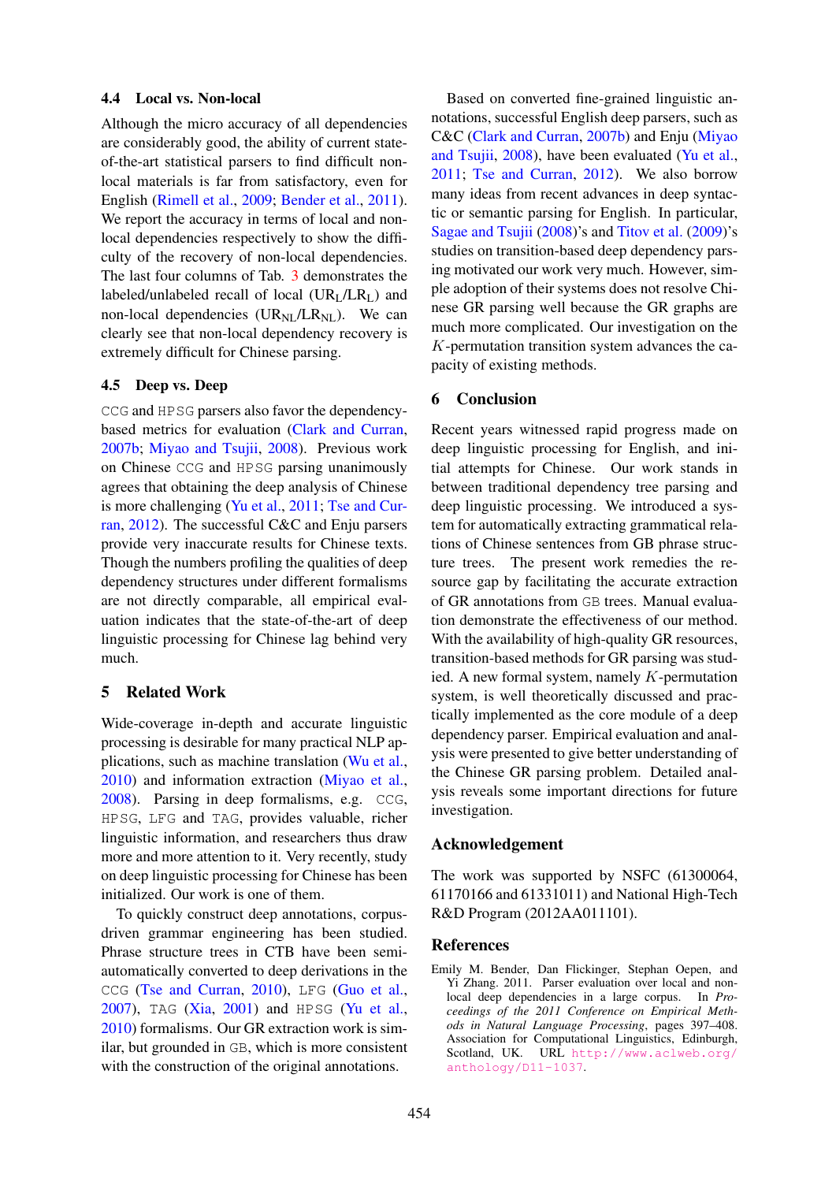### 4.4 Local vs. Non-local

Although the micro accuracy of all dependencies are considerably good, the ability of current state-of-the-art statistical parsers to find difficult non-local materials is far from satisfactory, even for English (Rimell et al., 2009; Bender et al., 2011). We report the accuracy in terms of local and non-local dependencies respectively to show the difficulty of the recovery of non-local dependencies. The last four columns of Tab. 3 demonstrates the labeled/unlabeled recall of local ($UR_L$/$LR_L$) and non-local dependencies ($UR_{NL}$/$LR_{NL}$). We can clearly see that non-local dependency recovery is extremely difficult for Chinese parsing.

### 4.5 Deep vs. Deep

CCG and HPSG parsers also favor the dependency-based metrics for evaluation (Clark and Curran, 2007b; Miyao and Tsujii, 2008). Previous work on Chinese CCG and HPSG parsing unanimously agrees that obtaining the deep analysis of Chinese is more challenging (Yu et al., 2011; Tse and Curran, 2012). The successful C&C and Enju parsers provide very inaccurate results for Chinese texts. Though the numbers profiling the qualities of deep dependency structures under different formalisms are not directly comparable, all empirical evaluation indicates that the state-of-the-art of deep linguistic processing for Chinese lag behind very much.

## 5 Related Work

Wide-coverage in-depth and accurate linguistic processing is desirable for many practical NLP applications, such as machine translation (Wu et al., 2010) and information extraction (Miyao et al., 2008). Parsing in deep formalisms, e.g. CCG, HPSG, LFG and TAG, provides valuable, richer linguistic information, and researchers thus draw more and more attention to it. Very recently, study on deep linguistic processing for Chinese has been initialized. Our work is one of them.

To quickly construct deep annotations, corpus-driven grammar engineering has been studied. Phrase structure trees in CTB have been semi-automatically converted to deep derivations in the CCG (Tse and Curran, 2010), LFG (Guo et al., 2007), TAG (Xia, 2001) and HPSG (Yu et al., 2010) formalisms. Our GR extraction work is similar, but grounded in GB, which is more consistent with the construction of the original annotations.

Based on converted fine-grained linguistic annotations, successful English deep parsers, such as C&C (Clark and Curran, 2007b) and Enju (Miyao and Tsujii, 2008), have been evaluated (Yu et al., 2011; Tse and Curran, 2012). We also borrow many ideas from recent advances in deep syntactic or semantic parsing for English. In particular, Sagae and Tsujii (2008)'s and Titov et al. (2009)'s studies on transition-based deep dependency parsing motivated our work very much. However, simple adoption of their systems does not resolve Chinese GR parsing well because the GR graphs are much more complicated. Our investigation on the $K$-permutation transition system advances the capacity of existing methods.

## 6 Conclusion

Recent years witnessed rapid progress made on deep linguistic processing for English, and initial attempts for Chinese. Our work stands in between traditional dependency tree parsing and deep linguistic processing. We introduced a system for automatically extracting grammatical relations of Chinese sentences from GB phrase structure trees. The present work remedies the resource gap by facilitating the accurate extraction of GR annotations from GB trees. Manual evaluation demonstrate the effectiveness of our method. With the availability of high-quality GR resources, transition-based methods for GR parsing was studied. A new formal system, namely $K$-permutation system, is well theoretically discussed and practically implemented as the core module of a deep dependency parser. Empirical evaluation and analysis were presented to give better understanding of the Chinese GR parsing problem. Detailed analysis reveals some important directions for future investigation.

## Acknowledgement

The work was supported by NSFC (61300064, 61170166 and 61331011) and National High-Tech R&D Program (2012AA011101).

## References

Emily M. Bender, Dan Flickinger, Stephan Oepen, and Yi Zhang. 2011. Parser evaluation over local and non-local deep dependencies in a large corpus. In *Proceedings of the 2011 Conference on Empirical Methods in Natural Language Processing*, pages 397–408. Association for Computational Linguistics, Edinburgh, Scotland, UK. URL http://www.aclweb.org/anthology/D11-1037.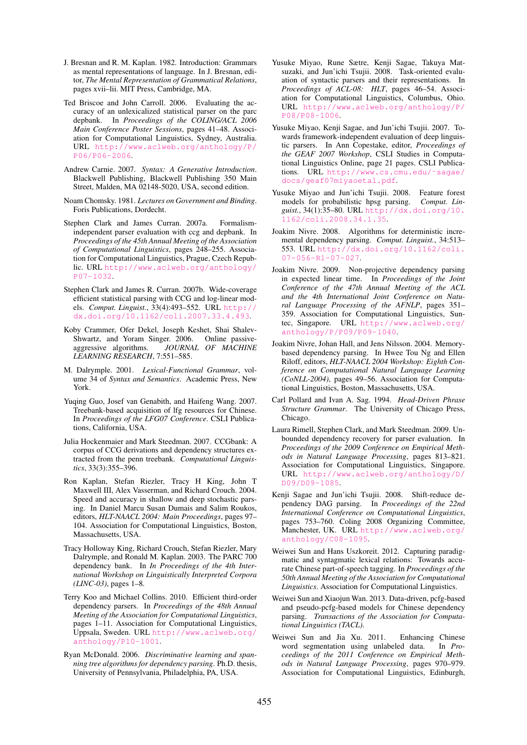J. Bresnan and R. M. Kaplan. 1982. Introduction: Grammars as mental representations of language. In J. Bresnan, editor, *The Mental Representation of Grammatical Relations*, pages xvii–lii. MIT Press, Cambridge, MA.

Ted Briscoe and John Carroll. 2006. Evaluating the accuracy of an unlexicalized statistical parser on the parc depbank. In *Proceedings of the COLING/ACL 2006 Main Conference Poster Sessions*, pages 41–48. Association for Computational Linguistics, Sydney, Australia. URL http://www.aclweb.org/anthology/P/P06/P06-2006.

Andrew Carnie. 2007. *Syntax: A Generative Introduction*. Blackwell Publishing, Blackwell Publishing 350 Main Street, Malden, MA 02148-5020, USA, second edition.

Noam Chomsky. 1981. *Lectures on Government and Binding*. Foris Publications, Dordecht.

Stephen Clark and James Curran. 2007a. Formalism-independent parser evaluation with ccg and depbank. In *Proceedings of the 45th Annual Meeting of the Association of Computational Linguistics*, pages 248–255. Association for Computational Linguistics, Prague, Czech Republic. URL http://www.aclweb.org/anthology/P07-1032.

Stephen Clark and James R. Curran. 2007b. Wide-coverage efficient statistical parsing with CCG and log-linear models. *Comput. Linguist.*, 33(4):493–552. URL http://dx.doi.org/10.1162/coli.2007.33.4.493.

Koby Crammer, Ofer Dekel, Joseph Keshet, Shai Shalev-Shwartz, and Yoram Singer. 2006. Online passive-aggressive algorithms. *JOURNAL OF MACHINE LEARNING RESEARCH*, 7:551–585.

M. Dalrymple. 2001. *Lexical-Functional Grammar*, volume 34 of *Syntax and Semantics*. Academic Press, New York.

Yuqing Guo, Josef van Genabith, and Haifeng Wang. 2007. Treebank-based acquisition of lfg resources for Chinese. In *Proceedings of the LFG07 Conference*. CSLI Publications, California, USA.

Julia Hockenmaier and Mark Steedman. 2007. CCGbank: A corpus of CCG derivations and dependency structures extracted from the penn treebank. *Computational Linguistics*, 33(3):355–396.

Ron Kaplan, Stefan Riezler, Tracy H King, John T Maxwell III, Alex Vasserman, and Richard Crouch. 2004. Speed and accuracy in shallow and deep stochastic parsing. In Daniel Marcu Susan Dumais and Salim Roukos, editors, *HLT-NAACL 2004: Main Proceedings*, pages 97–104. Association for Computational Linguistics, Boston, Massachusetts, USA.

Tracy Holloway King, Richard Crouch, Stefan Riezler, Mary Dalrymple, and Ronald M. Kaplan. 2003. The PARC 700 dependency bank. In *In Proceedings of the 4th International Workshop on Linguistically Interpreted Corpora (LINC-03)*, pages 1–8.

Terry Koo and Michael Collins. 2010. Efficient third-order dependency parsers. In *Proceedings of the 48th Annual Meeting of the Association for Computational Linguistics*, pages 1–11. Association for Computational Linguistics, Uppsala, Sweden. URL http://www.aclweb.org/anthology/P10-1001.

Ryan McDonald. 2006. *Discriminative learning and spanning tree algorithms for dependency parsing*. Ph.D. thesis, University of Pennsylvania, Philadelphia, PA, USA.

Yusuke Miyao, Rune Sætre, Kenji Sagae, Takuya Matsuzaki, and Jun'ichi Tsujii. 2008. Task-oriented evaluation of syntactic parsers and their representations. In *Proceedings of ACL-08: HLT*, pages 46–54. Association for Computational Linguistics, Columbus, Ohio. URL http://www.aclweb.org/anthology/P/P08/P08-1006.

Yusuke Miyao, Kenji Sagae, and Jun'ichi Tsujii. 2007. Towards framework-independent evaluation of deep linguistic parsers. In Ann Copestake, editor, *Proceedings of the GEAF 2007 Workshop*, CSLI Studies in Computational Linguistics Online, page 21 pages. CSLI Publications. URL http://www.cs.cmu.edu/~sagae/docs/geaf07miyaoetal.pdf.

Yusuke Miyao and Jun'ichi Tsujii. 2008. Feature forest models for probabilistic hpsg parsing. *Comput. Linguist.*, 34(1):35–80. URL http://dx.doi.org/10.1162/coli.2008.34.1.35.

Joakim Nivre. 2008. Algorithms for deterministic incremental dependency parsing. *Comput. Linguist.*, 34:513–553. URL http://dx.doi.org/10.1162/coli.07-056-R1-07-027.

Joakim Nivre. 2009. Non-projective dependency parsing in expected linear time. In *Proceedings of the Joint Conference of the 47th Annual Meeting of the ACL and the 4th International Joint Conference on Natural Language Processing of the AFNLP*, pages 351–359. Association for Computational Linguistics, Suntec, Singapore. URL http://www.aclweb.org/anthology/P/P09/P09-1040.

Joakim Nivre, Johan Hall, and Jens Nilsson. 2004. Memory-based dependency parsing. In Hwee Tou Ng and Ellen Riloff, editors, *HLT-NAACL 2004 Workshop: Eighth Conference on Computational Natural Language Learning (CoNLL-2004)*, pages 49–56. Association for Computational Linguistics, Boston, Massachusetts, USA.

Carl Pollard and Ivan A. Sag. 1994. *Head-Driven Phrase Structure Grammar*. The University of Chicago Press, Chicago.

Laura Rimell, Stephen Clark, and Mark Steedman. 2009. Unbounded dependency recovery for parser evaluation. In *Proceedings of the 2009 Conference on Empirical Methods in Natural Language Processing*, pages 813–821. Association for Computational Linguistics, Singapore. URL http://www.aclweb.org/anthology/D/D09/D09-1085.

Kenji Sagae and Jun'ichi Tsujii. 2008. Shift-reduce dependency DAG parsing. In *Proceedings of the 22nd International Conference on Computational Linguistics*, pages 753–760. Coling 2008 Organizing Committee, Manchester, UK. URL http://www.aclweb.org/anthology/C08-1095.

Weiwei Sun and Hans Uszkoreit. 2012. Capturing paradigmatic and syntagmatic lexical relations: Towards accurate Chinese part-of-speech tagging. In *Proceedings of the 50th Annual Meeting of the Association for Computational Linguistics*. Association for Computational Linguistics.

Weiwei Sun and Xiaojun Wan. 2013. Data-driven, pcfg-based and pseudo-pcfg-based models for Chinese dependency parsing. *Transactions of the Association for Computational Linguistics (TACL)*.

Weiwei Sun and Jia Xu. 2011. Enhancing Chinese word segmentation using unlabeled data. In *Proceedings of the 2011 Conference on Empirical Methods in Natural Language Processing*, pages 970–979. Association for Computational Linguistics, Edinburgh,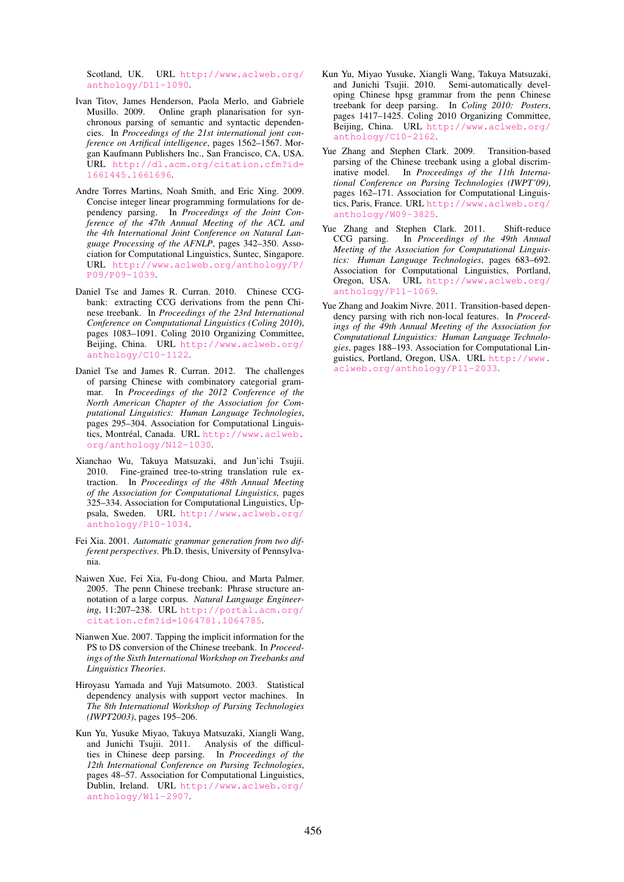Scotland, UK. URL http://www.aclweb.org/anthology/D11-1090.

Ivan Titov, James Henderson, Paola Merlo, and Gabriele Musillo. 2009. Online graph planarisation for synchronous parsing of semantic and syntactic dependencies. In *Proceedings of the 21st international jont conference on Artifical intelligence*, pages 1562–1567. Morgan Kaufmann Publishers Inc., San Francisco, CA, USA. URL http://dl.acm.org/citation.cfm?id=1661445.1661696.

Andre Torres Martins, Noah Smith, and Eric Xing. 2009. Concise integer linear programming formulations for dependency parsing. In *Proceedings of the Joint Conference of the 47th Annual Meeting of the ACL and the 4th International Joint Conference on Natural Language Processing of the AFNLP*, pages 342–350. Association for Computational Linguistics, Suntec, Singapore. URL http://www.aclweb.org/anthology/P/P09/P09-1039.

Daniel Tse and James R. Curran. 2010. Chinese CCG-bank: extracting CCG derivations from the penn Chinese treebank. In *Proceedings of the 23rd International Conference on Computational Linguistics (Coling 2010)*, pages 1083–1091. Coling 2010 Organizing Committee, Beijing, China. URL http://www.aclweb.org/anthology/C10-1122.

Daniel Tse and James R. Curran. 2012. The challenges of parsing Chinese with combinatory categorial grammar. In *Proceedings of the 2012 Conference of the North American Chapter of the Association for Computational Linguistics: Human Language Technologies*, pages 295–304. Association for Computational Linguistics, Montréal, Canada. URL http://www.aclweb.org/anthology/N12-1030.

Xianchao Wu, Takuya Matsuzaki, and Jun'ichi Tsujii. 2010. Fine-grained tree-to-string translation rule extraction. In *Proceedings of the 48th Annual Meeting of the Association for Computational Linguistics*, pages 325–334. Association for Computational Linguistics, Uppsala, Sweden. URL http://www.aclweb.org/anthology/P10-1034.

Fei Xia. 2001. *Automatic grammar generation from two different perspectives*. Ph.D. thesis, University of Pennsylvania.

Naiwen Xue, Fei Xia, Fu-dong Chiou, and Marta Palmer. 2005. The penn Chinese treebank: Phrase structure annotation of a large corpus. *Natural Language Engineering*, 11:207–238. URL http://portal.acm.org/citation.cfm?id=1064781.1064785.

Nianwen Xue. 2007. Tapping the implicit information for the PS to DS conversion of the Chinese treebank. In *Proceedings of the Sixth International Workshop on Treebanks and Linguistics Theories*.

Hiroyasu Yamada and Yuji Matsumoto. 2003. Statistical dependency analysis with support vector machines. In *The 8th International Workshop of Parsing Technologies (IWPT2003)*, pages 195–206.

Kun Yu, Yusuke Miyao, Takuya Matsuzaki, Xiangli Wang, and Junichi Tsujii. 2011. Analysis of the difficulties in Chinese deep parsing. In *Proceedings of the 12th International Conference on Parsing Technologies*, pages 48–57. Association for Computational Linguistics, Dublin, Ireland. URL http://www.aclweb.org/anthology/W11-2907.

Kun Yu, Miyao Yusuke, Xiangli Wang, Takuya Matsuzaki, and Junichi Tsujii. 2010. Semi-automatically developing Chinese hpsg grammar from the penn Chinese treebank for deep parsing. In *Coling 2010: Posters*, pages 1417–1425. Coling 2010 Organizing Committee, Beijing, China. URL http://www.aclweb.org/anthology/C10-2162.

Yue Zhang and Stephen Clark. 2009. Transition-based parsing of the Chinese treebank using a global discriminative model. In *Proceedings of the 11th International Conference on Parsing Technologies (IWPT'09)*, pages 162–171. Association for Computational Linguistics, Paris, France. URL http://www.aclweb.org/anthology/W09-3825.

Yue Zhang and Stephen Clark. 2011. Shift-reduce CCG parsing. In *Proceedings of the 49th Annual Meeting of the Association for Computational Linguistics: Human Language Technologies*, pages 683–692. Association for Computational Linguistics, Portland, Oregon, USA. URL http://www.aclweb.org/anthology/P11-1069.

Yue Zhang and Joakim Nivre. 2011. Transition-based dependency parsing with rich non-local features. In *Proceedings of the 49th Annual Meeting of the Association for Computational Linguistics: Human Language Technologies*, pages 188–193. Association for Computational Linguistics, Portland, Oregon, USA. URL http://www.aclweb.org/anthology/P11-2033.